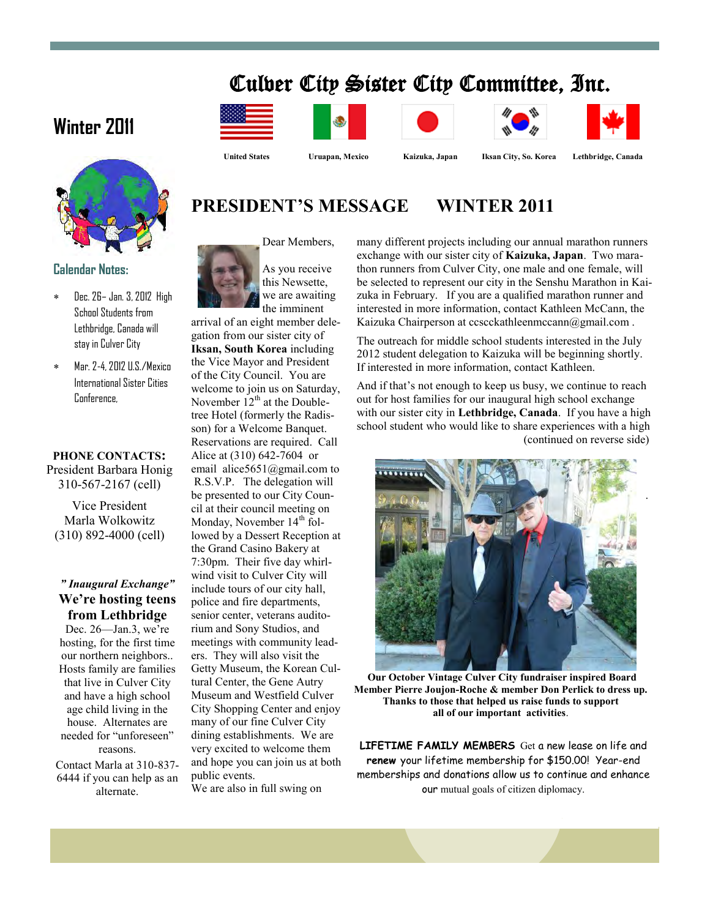# Culver City Sister City Committee, Inc.

## Winter 2011

United States | Uruapan, Mexico | Kaizuka, Japan | Iksan City, So. Korea | Lethbridge, Canada

### Calendar Notes:

- Dec. 26– Jan. 3, 2012 High School Students from Lethbridge, Canada will stay in Culver City
- Mar. 2-4, 2012 U.S./Mexico International Sister Cities Conference.

**PHONE CONTACTS:**

President Barbara Honig
310-567-2167 (cell)

Vice President
Marla Wolkowitz
(310) 892-4000 (cell)

***" Inaugural Exchange"***

**We're hosting teens from Lethbridge**

Dec. 26—Jan.3, we're hosting, for the first time our northern neighbors.. Hosts family are families that live in Culver City and have a high school age child living in the house. Alternates are needed for "unforeseen" reasons.

Contact Marla at 310-837-6444 if you can help as an alternate.

## PRESIDENT'S MESSAGE WINTER 2011

Dear Members,

As you receive this Newsette, we are awaiting the imminent arrival of an eight member delegation from our sister city of **Iksan, South Korea** including the Vice Mayor and President of the City Council. You are welcome to join us on Saturday, November 12th at the Doubletree Hotel (formerly the Radisson) for a Welcome Banquet. Reservations are required. Call Alice at (310) 642-7604 or email alice5651@gmail.com to R.S.V.P. The delegation will be presented to our City Council at their council meeting on Monday, November 14th followed by a Dessert Reception at the Grand Casino Bakery at 7:30pm. Their five day whirlwind visit to Culver City will include tours of our city hall, police and fire departments, senior center, veterans auditorium and Sony Studios, and meetings with community leaders. They will also visit the Getty Museum, the Korean Cultural Center, the Gene Autry Museum and Westfield Culver City Shopping Center and enjoy many of our fine Culver City dining establishments. We are very excited to welcome them and hope you can join us at both public events.

We are also in full swing on many different projects including our annual marathon runners exchange with our sister city of **Kaizuka, Japan**. Two marathon runners from Culver City, one male and one female, will be selected to represent our city in the Senshu Marathon in Kaizuka in February. If you are a qualified marathon runner and interested in more information, contact Kathleen McCann, the Kaizuka Chairperson at ccscckathleenmccann@gmail.com .

The outreach for middle school students interested in the July 2012 student delegation to Kaizuka will be beginning shortly. If interested in more information, contact Kathleen.

And if that's not enough to keep us busy, we continue to reach out for host families for our inaugural high school exchange with our sister city in **Lethbridge, Canada**. If you have a high school student who would like to share experiences with a high

(continued on reverse side)

**Our October Vintage Culver City fundraiser inspired Board Member Pierre Joujon-Roche & member Don Perlick to dress up. Thanks to those that helped us raise funds to support all of our important activities**.

**LIFETIME FAMILY MEMBERS** Get a new lease on life and **renew** your lifetime membership for $150.00! Year-end memberships and donations allow us to continue and enhance our mutual goals of citizen diplomacy.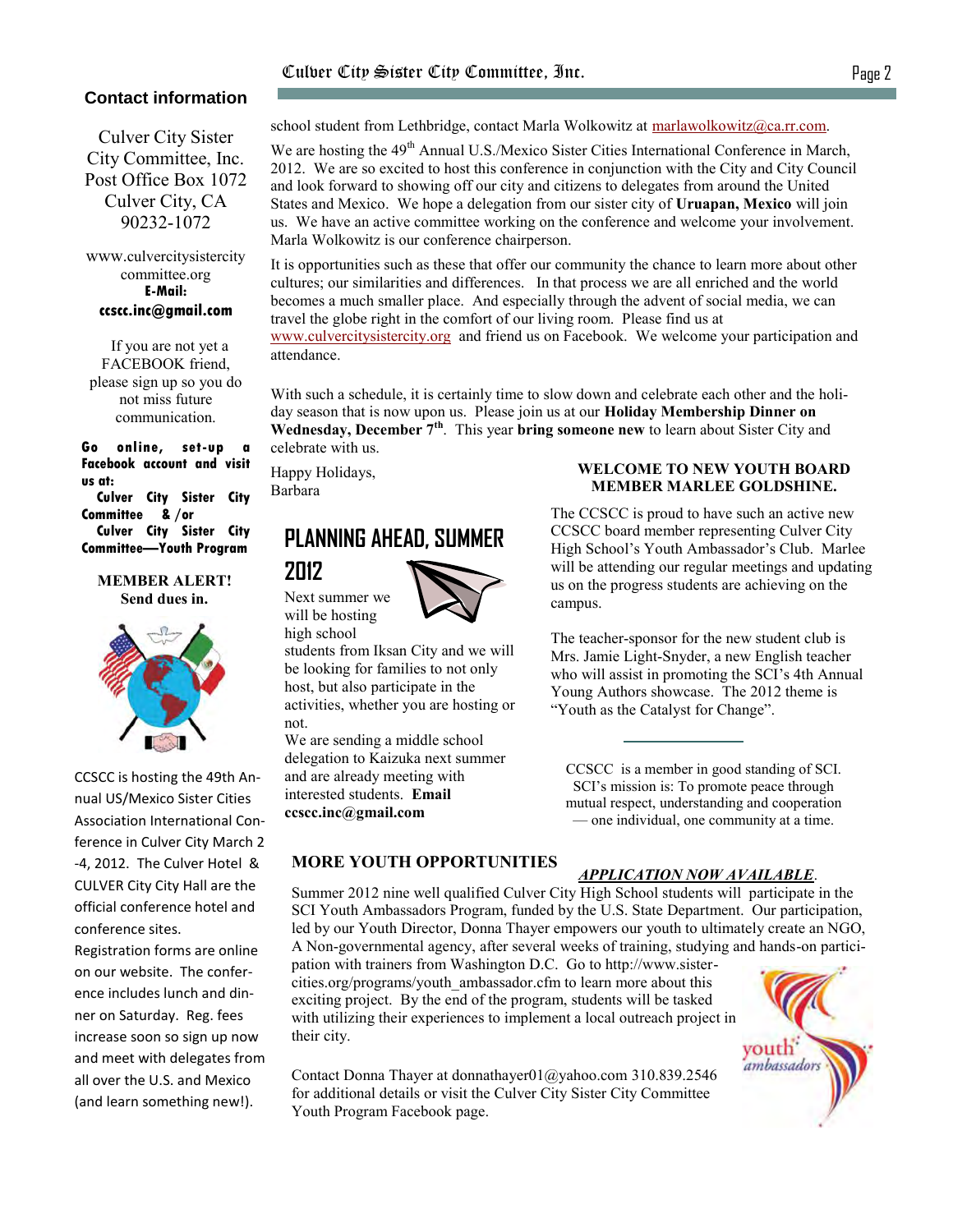## Contact information

Culver City Sister City Committee, Inc.
Post Office Box 1072
Culver City, CA
90232-1072

www.culvercitysistercitycommittee.org
**E-Mail:**
**ccscc.inc@gmail.com**

If you are not yet a FACEBOOK friend, please sign up so you do not miss future communication.

**Go online, set-up a Facebook account and visit us at:**
**Culver City Sister City Committee & /or**
**Culver City Sister City Committee—Youth Program**

**MEMBER ALERT!**
**Send dues in.**

CCSCC is hosting the 49th Annual US/Mexico Sister Cities Association International Conference in Culver City March 2 -4, 2012. The Culver Hotel & CULVER City City Hall are the official conference hotel and conference sites. Registration forms are online on our website. The conference includes lunch and dinner on Saturday. Reg. fees increase soon so sign up now and meet with delegates from all over the U.S. and Mexico (and learn something new!).

school student from Lethbridge, contact Marla Wolkowitz at marlawolkowitz@ca.rr.com.

We are hosting the 49th Annual U.S./Mexico Sister Cities International Conference in March, 2012. We are so excited to host this conference in conjunction with the City and City Council and look forward to showing off our city and citizens to delegates from around the United States and Mexico. We hope a delegation from our sister city of **Uruapan, Mexico** will join us. We have an active committee working on the conference and welcome your involvement. Marla Wolkowitz is our conference chairperson.

It is opportunities such as these that offer our community the chance to learn more about other cultures; our similarities and differences. In that process we are all enriched and the world becomes a much smaller place. And especially through the advent of social media, we can travel the globe right in the comfort of our living room. Please find us at www.culvercitysistercity.org and friend us on Facebook. We welcome your participation and attendance.

With such a schedule, it is certainly time to slow down and celebrate each other and the holiday season that is now upon us. Please join us at our **Holiday Membership Dinner on Wednesday, December 7th**. This year **bring someone new** to learn about Sister City and celebrate with us.

Happy Holidays,
Barbara

## PLANNING AHEAD, SUMMER 2012

Next summer we will be hosting high school students from Iksan City and we will be looking for families to not only host, but also participate in the activities, whether you are hosting or not.

We are sending a middle school delegation to Kaizuka next summer and are already meeting with interested students. **Email ccscc.inc@gmail.com**

### WELCOME TO NEW YOUTH BOARD MEMBER MARLEE GOLDSHINE.

The CCSCC is proud to have such an active new CCSCC board member representing Culver City High School's Youth Ambassador's Club. Marlee will be attending our regular meetings and updating us on the progress students are achieving on the campus.

The teacher-sponsor for the new student club is Mrs. Jamie Light-Snyder, a new English teacher who will assist in promoting the SCI's 4th Annual Young Authors showcase. The 2012 theme is "Youth as the Catalyst for Change".

CCSCC is a member in good standing of SCI. SCI's mission is: To promote peace through mutual respect, understanding and cooperation — one individual, one community at a time.

### MORE YOUTH OPPORTUNITIES

***APPLICATION NOW AVAILABLE.***

Summer 2012 nine well qualified Culver City High School students will participate in the SCI Youth Ambassadors Program, funded by the U.S. State Department. Our participation, led by our Youth Director, Donna Thayer empowers our youth to ultimately create an NGO, A Non-governmental agency, after several weeks of training, studying and hands-on participation with trainers from Washington D.C. Go to http://www.sister-cities.org/programs/youth_ambassador.cfm to learn more about this exciting project. By the end of the program, students will be tasked with utilizing their experiences to implement a local outreach project in their city.

Contact Donna Thayer at donnathayer01@yahoo.com 310.839.2546 for additional details or visit the Culver City Sister City Committee Youth Program Facebook page.